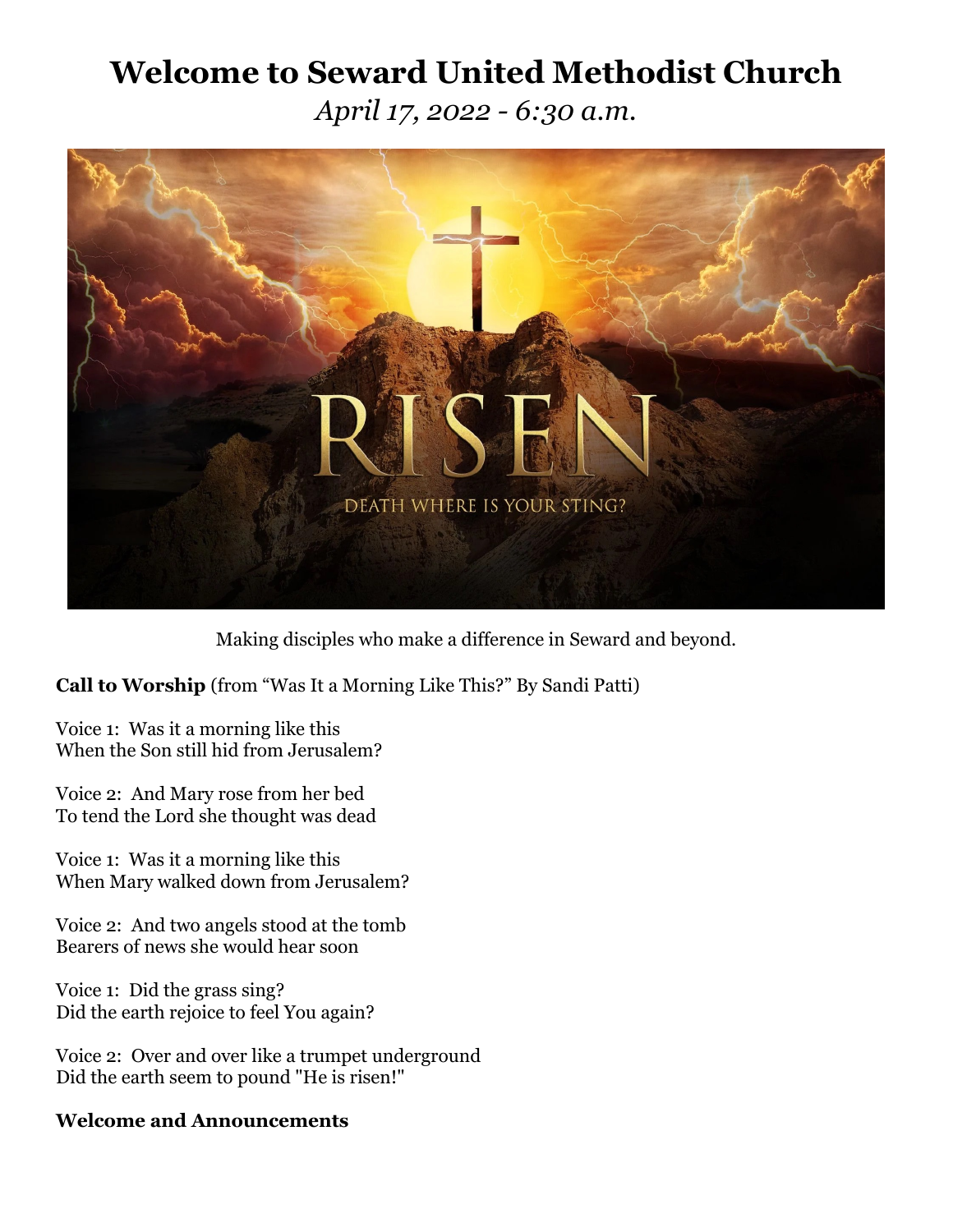# Welcome to Seward United Methodist Church

*April 17, 2022 - 6:30 a.m.*

Making disciples who make a difference in Seward and beyond.

**Call to Worship** (from "Was It a Morning Like This?" By Sandi Patti)

Voice 1: Was it a morning like this
When the Son still hid from Jerusalem?

Voice 2: And Mary rose from her bed
To tend the Lord she thought was dead

Voice 1: Was it a morning like this
When Mary walked down from Jerusalem?

Voice 2: And two angels stood at the tomb
Bearers of news she would hear soon

Voice 1: Did the grass sing?
Did the earth rejoice to feel You again?

Voice 2: Over and over like a trumpet underground
Did the earth seem to pound "He is risen!"

**Welcome and Announcements**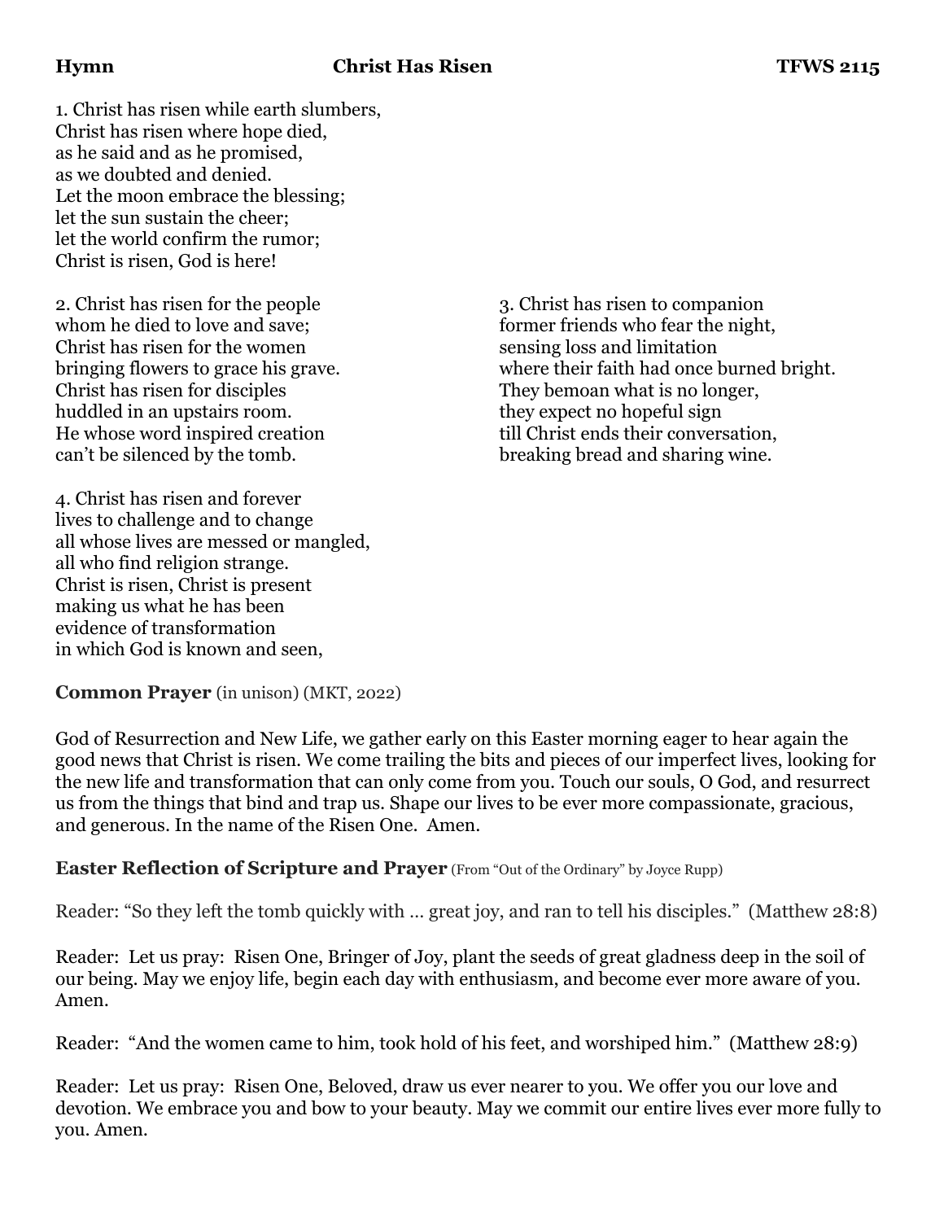**Hymn** **Christ Has Risen** **TFWS 2115**

1. Christ has risen while earth slumbers,
Christ has risen where hope died,
as he said and as he promised,
as we doubted and denied.
Let the moon embrace the blessing;
let the sun sustain the cheer;
let the world confirm the rumor;
Christ is risen, God is here!

2. Christ has risen for the people
whom he died to love and save;
Christ has risen for the women
bringing flowers to grace his grave.
Christ has risen for disciples
huddled in an upstairs room.
He whose word inspired creation
can't be silenced by the tomb.

3. Christ has risen to companion
former friends who fear the night,
sensing loss and limitation
where their faith had once burned bright.
They bemoan what is no longer,
they expect no hopeful sign
till Christ ends their conversation,
breaking bread and sharing wine.

4. Christ has risen and forever
lives to challenge and to change
all whose lives are messed or mangled,
all who find religion strange.
Christ is risen, Christ is present
making us what he has been
evidence of transformation
in which God is known and seen,

**Common Prayer** (in unison) (MKT, 2022)

God of Resurrection and New Life, we gather early on this Easter morning eager to hear again the good news that Christ is risen. We come trailing the bits and pieces of our imperfect lives, looking for the new life and transformation that can only come from you. Touch our souls, O God, and resurrect us from the things that bind and trap us. Shape our lives to be ever more compassionate, gracious, and generous. In the name of the Risen One. Amen.

**Easter Reflection of Scripture and Prayer** (From "Out of the Ordinary" by Joyce Rupp)

Reader: "So they left the tomb quickly with … great joy, and ran to tell his disciples." (Matthew 28:8)

Reader: Let us pray: Risen One, Bringer of Joy, plant the seeds of great gladness deep in the soil of our being. May we enjoy life, begin each day with enthusiasm, and become ever more aware of you. Amen.

Reader: "And the women came to him, took hold of his feet, and worshiped him." (Matthew 28:9)

Reader: Let us pray: Risen One, Beloved, draw us ever nearer to you. We offer you our love and devotion. We embrace you and bow to your beauty. May we commit our entire lives ever more fully to you. Amen.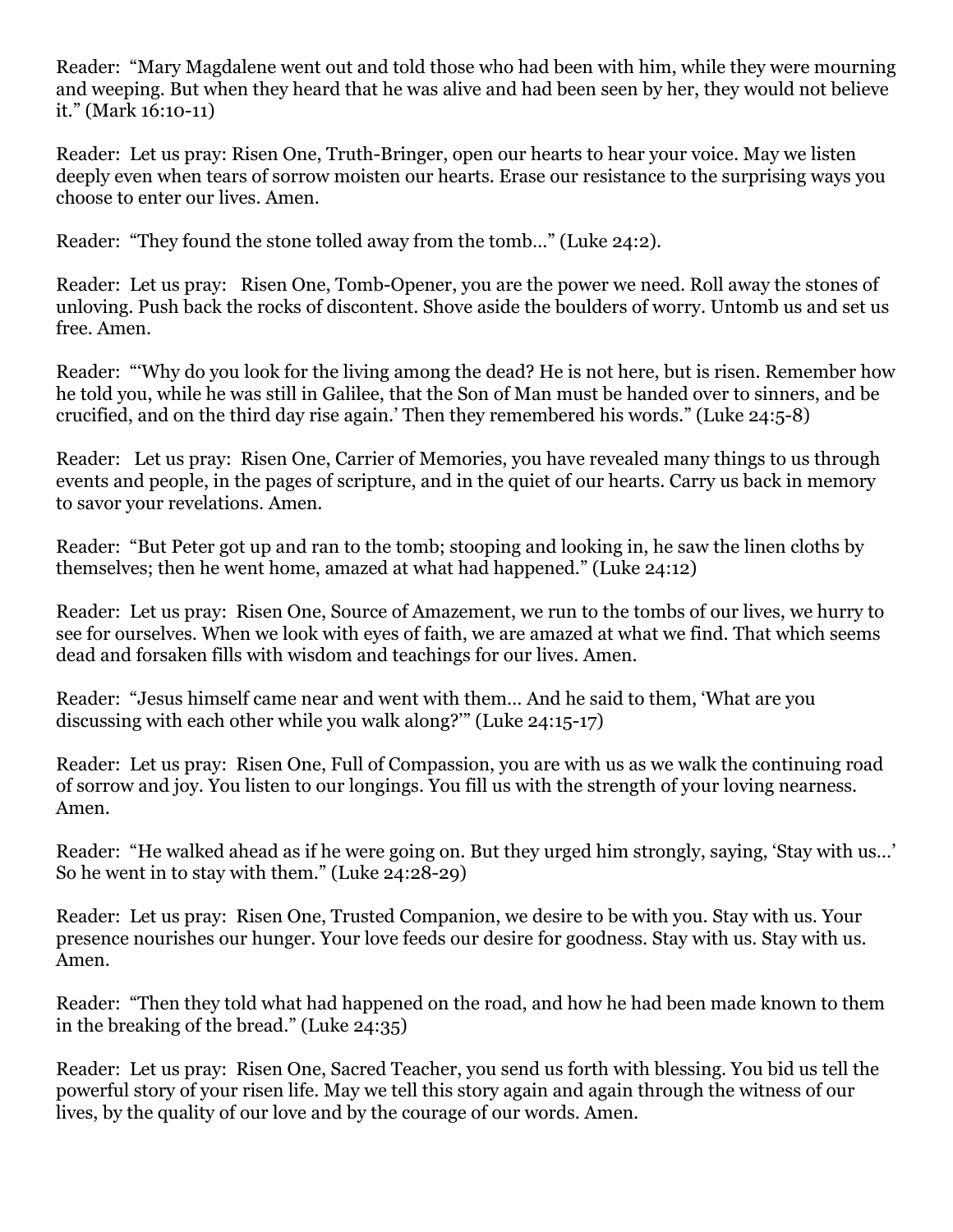Reader: “Mary Magdalene went out and told those who had been with him, while they were mourning and weeping. But when they heard that he was alive and had been seen by her, they would not believe it.” (Mark 16:10-11)

Reader: Let us pray: Risen One, Truth-Bringer, open our hearts to hear your voice. May we listen deeply even when tears of sorrow moisten our hearts. Erase our resistance to the surprising ways you choose to enter our lives. Amen.

Reader: “They found the stone tolled away from the tomb…” (Luke 24:2).

Reader: Let us pray: Risen One, Tomb-Opener, you are the power we need. Roll away the stones of unloving. Push back the rocks of discontent. Shove aside the boulders of worry. Untomb us and set us free. Amen.

Reader: “‘Why do you look for the living among the dead? He is not here, but is risen. Remember how he told you, while he was still in Galilee, that the Son of Man must be handed over to sinners, and be crucified, and on the third day rise again.’ Then they remembered his words.” (Luke 24:5-8)

Reader: Let us pray: Risen One, Carrier of Memories, you have revealed many things to us through events and people, in the pages of scripture, and in the quiet of our hearts. Carry us back in memory to savor your revelations. Amen.

Reader: “But Peter got up and ran to the tomb; stooping and looking in, he saw the linen cloths by themselves; then he went home, amazed at what had happened.” (Luke 24:12)

Reader: Let us pray: Risen One, Source of Amazement, we run to the tombs of our lives, we hurry to see for ourselves. When we look with eyes of faith, we are amazed at what we find. That which seems dead and forsaken fills with wisdom and teachings for our lives. Amen.

Reader: “Jesus himself came near and went with them… And he said to them, ‘What are you discussing with each other while you walk along?’” (Luke 24:15-17)

Reader: Let us pray: Risen One, Full of Compassion, you are with us as we walk the continuing road of sorrow and joy. You listen to our longings. You fill us with the strength of your loving nearness. Amen.

Reader: “He walked ahead as if he were going on. But they urged him strongly, saying, ‘Stay with us…’ So he went in to stay with them.” (Luke 24:28-29)

Reader: Let us pray: Risen One, Trusted Companion, we desire to be with you. Stay with us. Your presence nourishes our hunger. Your love feeds our desire for goodness. Stay with us. Stay with us. Amen.

Reader: “Then they told what had happened on the road, and how he had been made known to them in the breaking of the bread.” (Luke 24:35)

Reader: Let us pray: Risen One, Sacred Teacher, you send us forth with blessing. You bid us tell the powerful story of your risen life. May we tell this story again and again through the witness of our lives, by the quality of our love and by the courage of our words. Amen.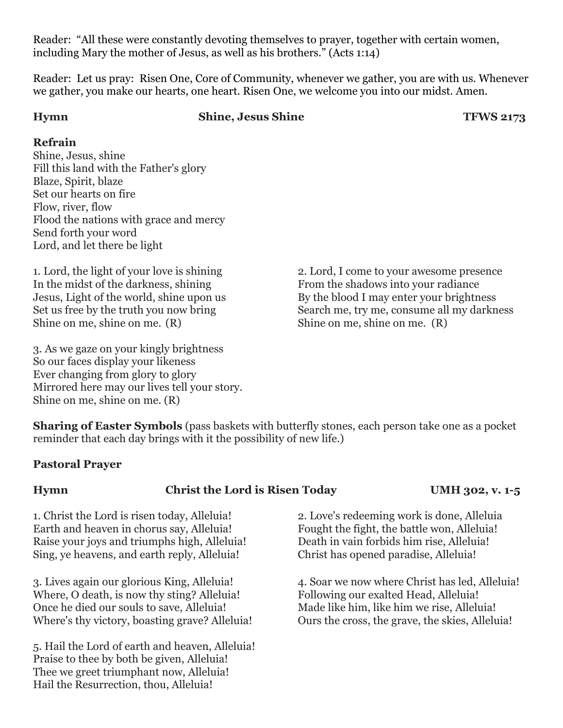Reader: "All these were constantly devoting themselves to prayer, together with certain women, including Mary the mother of Jesus, as well as his brothers." (Acts 1:14)

Reader: Let us pray: Risen One, Core of Community, whenever we gather, you are with us. Whenever we gather, you make our hearts, one heart. Risen One, we welcome you into our midst. Amen.

**Hymn** **Shine, Jesus Shine** **TFWS 2173**

**Refrain**
Shine, Jesus, shine
Fill this land with the Father's glory
Blaze, Spirit, blaze
Set our hearts on fire
Flow, river, flow
Flood the nations with grace and mercy
Send forth your word
Lord, and let there be light

1. Lord, the light of your love is shining
In the midst of the darkness, shining
Jesus, Light of the world, shine upon us
Set us free by the truth you now bring
Shine on me, shine on me. (R)

2. Lord, I come to your awesome presence
From the shadows into your radiance
By the blood I may enter your brightness
Search me, try me, consume all my darkness
Shine on me, shine on me. (R)

3. As we gaze on your kingly brightness
So our faces display your likeness
Ever changing from glory to glory
Mirrored here may our lives tell your story.
Shine on me, shine on me. (R)

**Sharing of Easter Symbols** (pass baskets with butterfly stones, each person take one as a pocket reminder that each day brings with it the possibility of new life.)

**Pastoral Prayer**

**Hymn** **Christ the Lord is Risen Today** **UMH 302, v. 1-5**

1. Christ the Lord is risen today, Alleluia!
Earth and heaven in chorus say, Alleluia!
Raise your joys and triumphs high, Alleluia!
Sing, ye heavens, and earth reply, Alleluia!

2. Love's redeeming work is done, Alleluia
Fought the fight, the battle won, Alleluia!
Death in vain forbids him rise, Alleluia!
Christ has opened paradise, Alleluia!

3. Lives again our glorious King, Alleluia!
Where, O death, is now thy sting? Alleluia!
Once he died our souls to save, Alleluia!
Where's thy victory, boasting grave? Alleluia!

4. Soar we now where Christ has led, Alleluia!
Following our exalted Head, Alleluia!
Made like him, like him we rise, Alleluia!
Ours the cross, the grave, the skies, Alleluia!

5. Hail the Lord of earth and heaven, Alleluia!
Praise to thee by both be given, Alleluia!
Thee we greet triumphant now, Alleluia!
Hail the Resurrection, thou, Alleluia!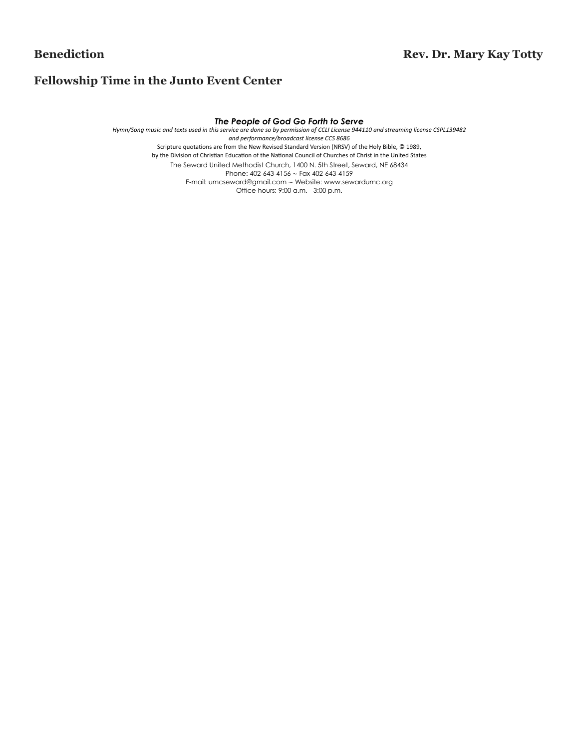**Benediction** **Rev. Dr. Mary Kay Totty**

**Fellowship Time in the Junto Event Center**

***The People of God Go Forth to Serve***

*Hymn/Song music and texts used in this service are done so by permission of CCLI License 944110 and streaming license CSPL139482 and performance/broadcast license CCS 8686*

Scripture quotations are from the New Revised Standard Version (NRSV) of the Holy Bible, © 1989, by the Division of Christian Education of the National Council of Churches of Christ in the United States

The Seward United Methodist Church, 1400 N. 5th Street, Seward, NE 68434

Phone: 402-643-4156 ~ Fax 402-643-4159

E-mail: umcseward@gmail.com ~ Website: www.sewardumc.org

Office hours: 9:00 a.m. - 3:00 p.m.